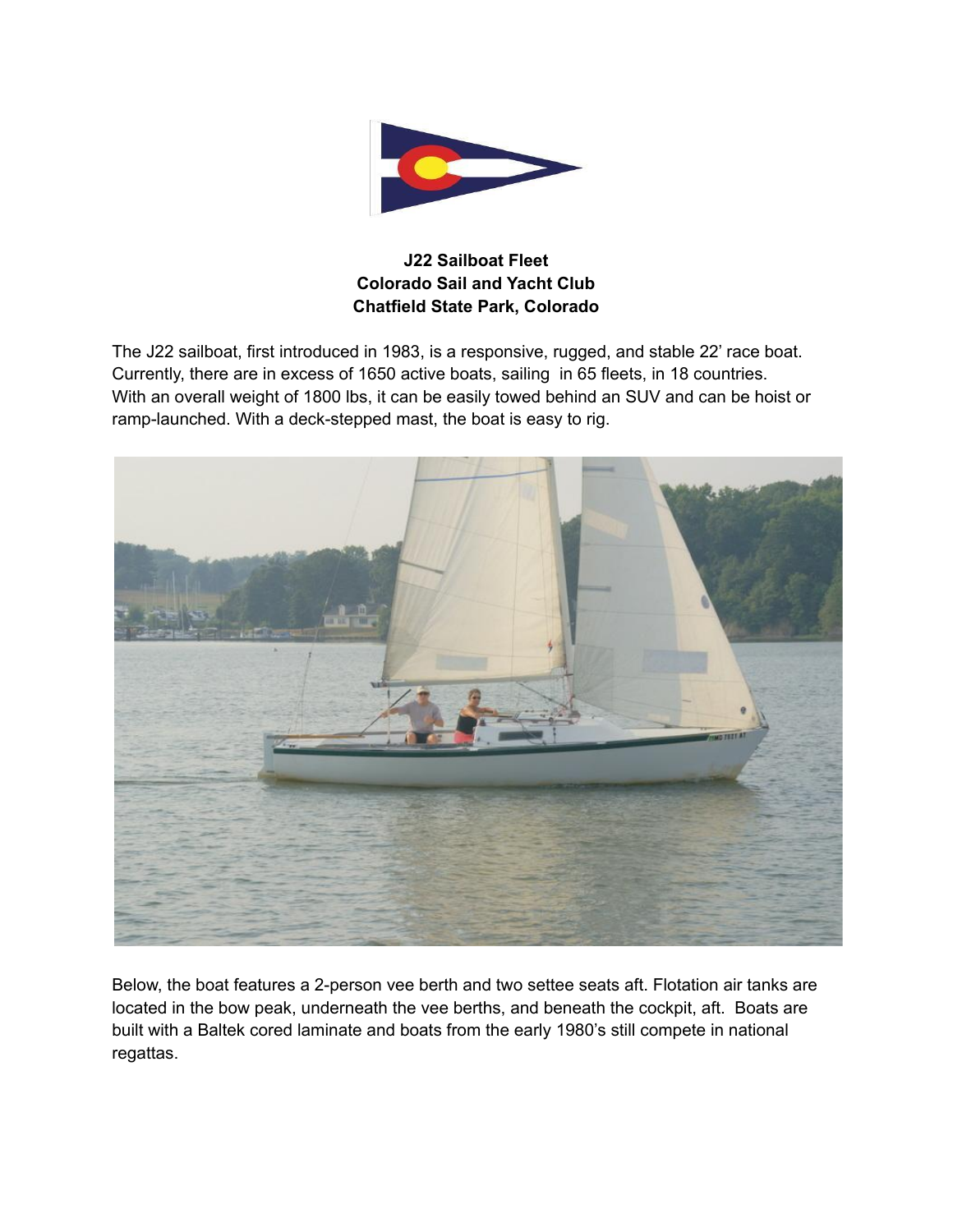**J22 Sailboat Fleet**
**Colorado Sail and Yacht Club**
**Chatfield State Park, Colorado**

The J22 sailboat, first introduced in 1983, is a responsive, rugged, and stable 22' race boat. Currently, there are in excess of 1650 active boats, sailing in 65 fleets, in 18 countries. With an overall weight of 1800 lbs, it can be easily towed behind an SUV and can be hoist or ramp-launched. With a deck-stepped mast, the boat is easy to rig.

Below, the boat features a 2-person vee berth and two settee seats aft. Flotation air tanks are located in the bow peak, underneath the vee berths, and beneath the cockpit, aft. Boats are built with a Baltek cored laminate and boats from the early 1980's still compete in national regattas.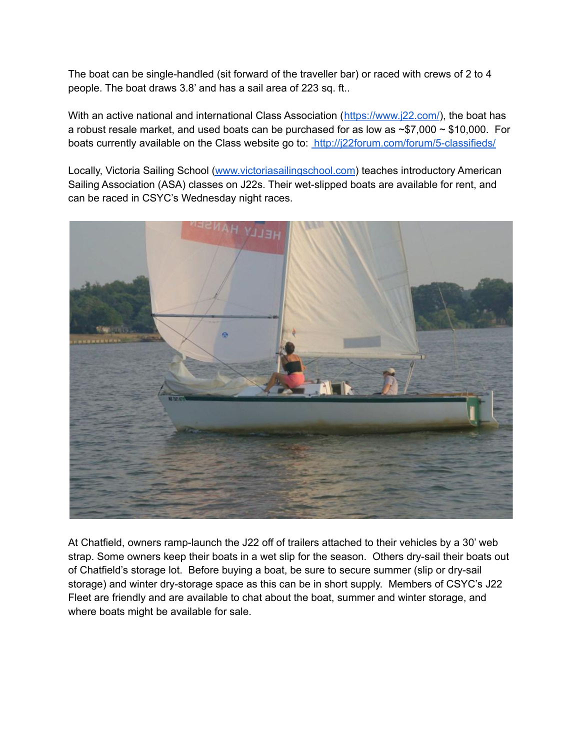The boat can be single-handled (sit forward of the traveller bar) or raced with crews of 2 to 4 people. The boat draws 3.8' and has a sail area of 223 sq. ft..

With an active national and international Class Association ([https://www.j22.com/](https://www.j22.com/)), the boat has a robust resale market, and used boats can be purchased for as low as ~$7,000 ~ $10,000. For boats currently available on the Class website go to: [http://j22forum.com/forum/5-classifieds/](http://j22forum.com/forum/5-classifieds/)

Locally, Victoria Sailing School ([www.victoriasailingschool.com](http://www.victoriasailingschool.com)) teaches introductory American Sailing Association (ASA) classes on J22s. Their wet-slipped boats are available for rent, and can be raced in CSYC's Wednesday night races.

At Chatfield, owners ramp-launch the J22 off of trailers attached to their vehicles by a 30' web strap. Some owners keep their boats in a wet slip for the season. Others dry-sail their boats out of Chatfield's storage lot. Before buying a boat, be sure to secure summer (slip or dry-sail storage) and winter dry-storage space as this can be in short supply. Members of CSYC's J22 Fleet are friendly and are available to chat about the boat, summer and winter storage, and where boats might be available for sale.